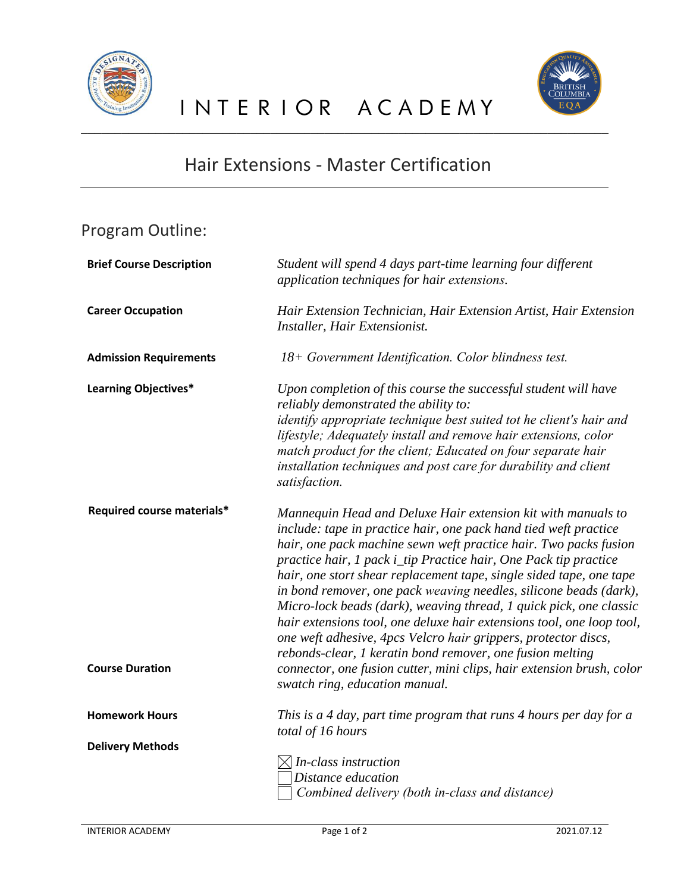# INTERIOR ACADEMY

## Hair Extensions - Master Certification

### Program Outline:

**Brief Course Description**

*Student will spend 4 days part-time learning four different application techniques for hair extensions.*

**Career Occupation**

*Hair Extension Technician, Hair Extension Artist, Hair Extension Installer, Hair Extensionist.*

**Admission Requirements**

*18+ Government Identification. Color blindness test.*

**Learning Objectives***

*Upon completion of this course the successful student will have reliably demonstrated the ability to:*
*identify appropriate technique best suited tot he client's hair and lifestyle; Adequately install and remove hair extensions, color match product for the client; Educated on four separate hair installation techniques and post care for durability and client satisfaction.*

**Required course materials***

*Mannequin Head and Deluxe Hair extension kit with manuals to include: tape in practice hair, one pack hand tied weft practice hair, one pack machine sewn weft practice hair. Two packs fusion practice hair, 1 pack i_tip Practice hair, One Pack tip practice hair, one stort shear replacement tape, single sided tape, one tape in bond remover, one pack weaving needles, silicone beads (dark), Micro-lock beads (dark), weaving thread, 1 quick pick, one classic hair extensions tool, one deluxe hair extensions tool, one loop tool, one weft adhesive, 4pcs Velcro hair grippers, protector discs, rebonds-clear, 1 keratin bond remover, one fusion melting connector, one fusion cutter, mini clips, hair extension brush, color swatch ring, education manual.*

**Course Duration**

**Homework Hours**

*This is a 4 day, part time program that runs 4 hours per day for a total of 16 hours*

**Delivery Methods**

- ☒ *In-class instruction*
- ☐ *Distance education*
- ☐ *Combined delivery (both in-class and distance)*

INTERIOR ACADEMY 2021.07.12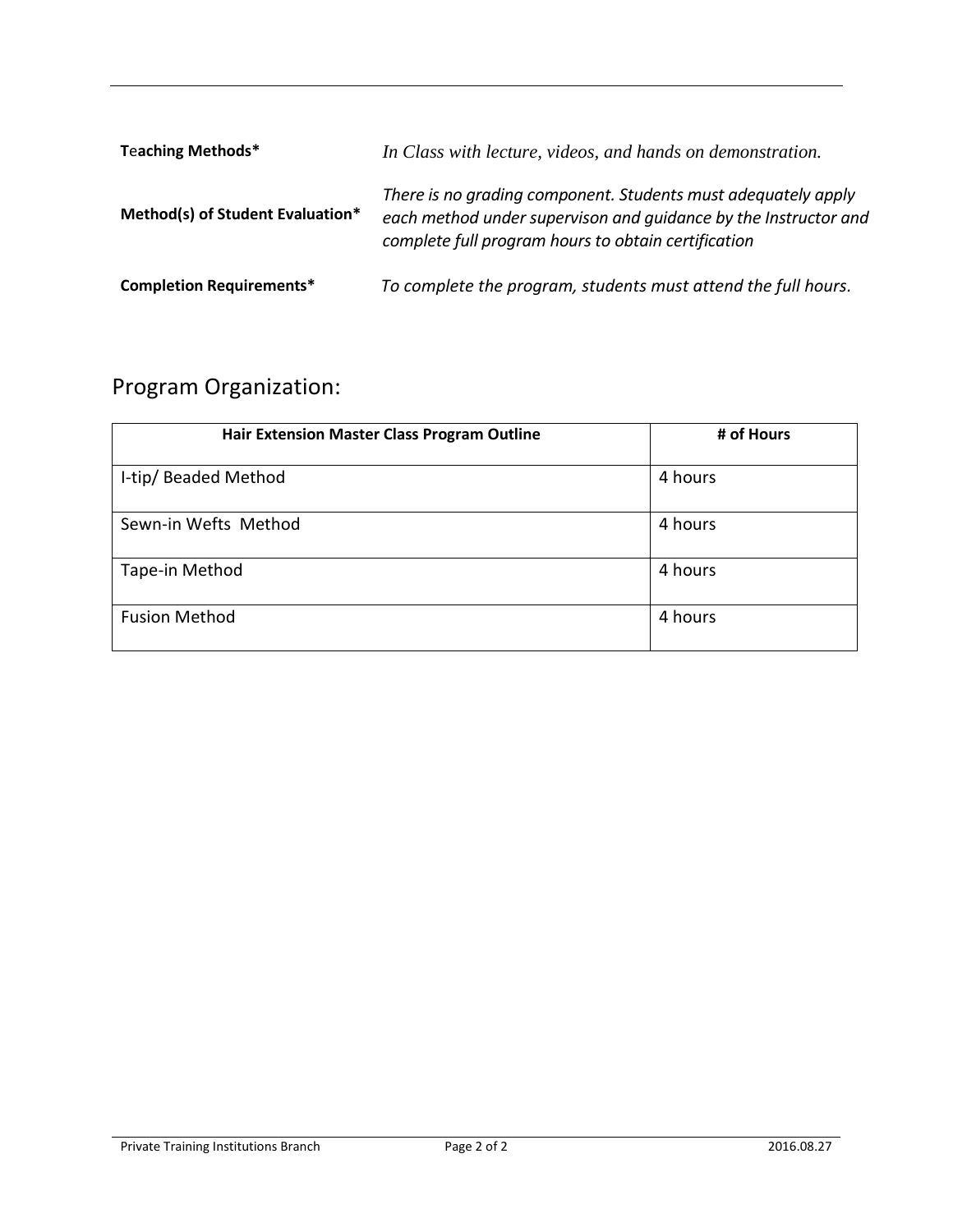**Teaching Methods*** *In Class with lecture, videos, and hands on demonstration.*

**Method(s) of Student Evaluation*** *There is no grading component. Students must adequately apply each method under supervison and guidance by the Instructor and complete full program hours to obtain certification*

**Completion Requirements*** *To complete the program, students must attend the full hours.*

## Program Organization:

| Hair Extension Master Class Program Outline | # of Hours |
|---|---|
| I-tip/ Beaded Method | 4 hours |
| Sewn-in Wefts Method | 4 hours |
| Tape-in Method | 4 hours |
| Fusion Method | 4 hours |